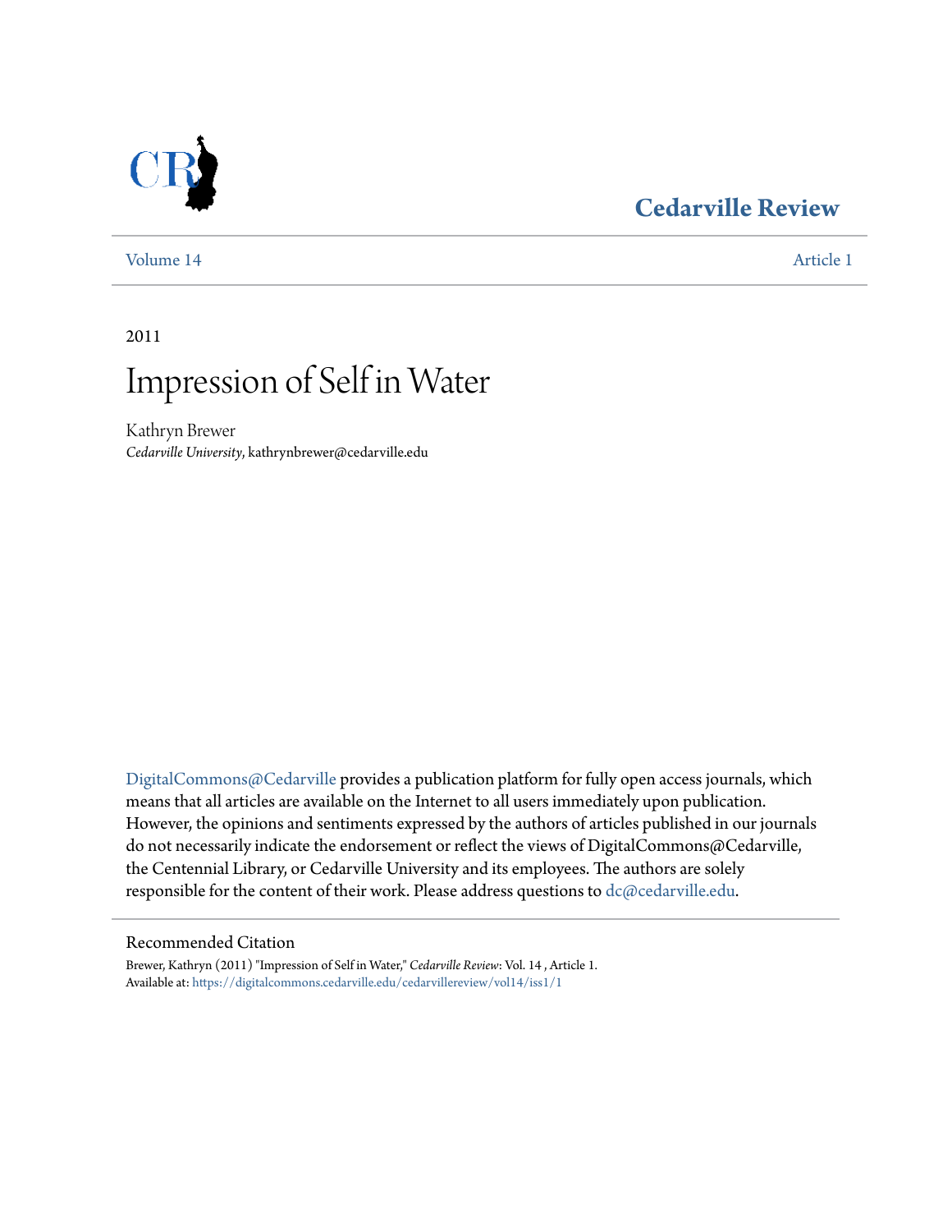# Cedarville Review

Volume 14 Article 1

2011

# Impression of Self in Water

Kathryn Brewer
*Cedarville University*, kathrynbrewer@cedarville.edu

DigitalCommons@Cedarville provides a publication platform for fully open access journals, which means that all articles are available on the Internet to all users immediately upon publication. However, the opinions and sentiments expressed by the authors of articles published in our journals do not necessarily indicate the endorsement or reflect the views of DigitalCommons@Cedarville, the Centennial Library, or Cedarville University and its employees. The authors are solely responsible for the content of their work. Please address questions to dc@cedarville.edu.

## Recommended Citation

Brewer, Kathryn (2011) "Impression of Self in Water," *Cedarville Review*: Vol. 14 , Article 1.
Available at: https://digitalcommons.cedarville.edu/cedarvillereview/vol14/iss1/1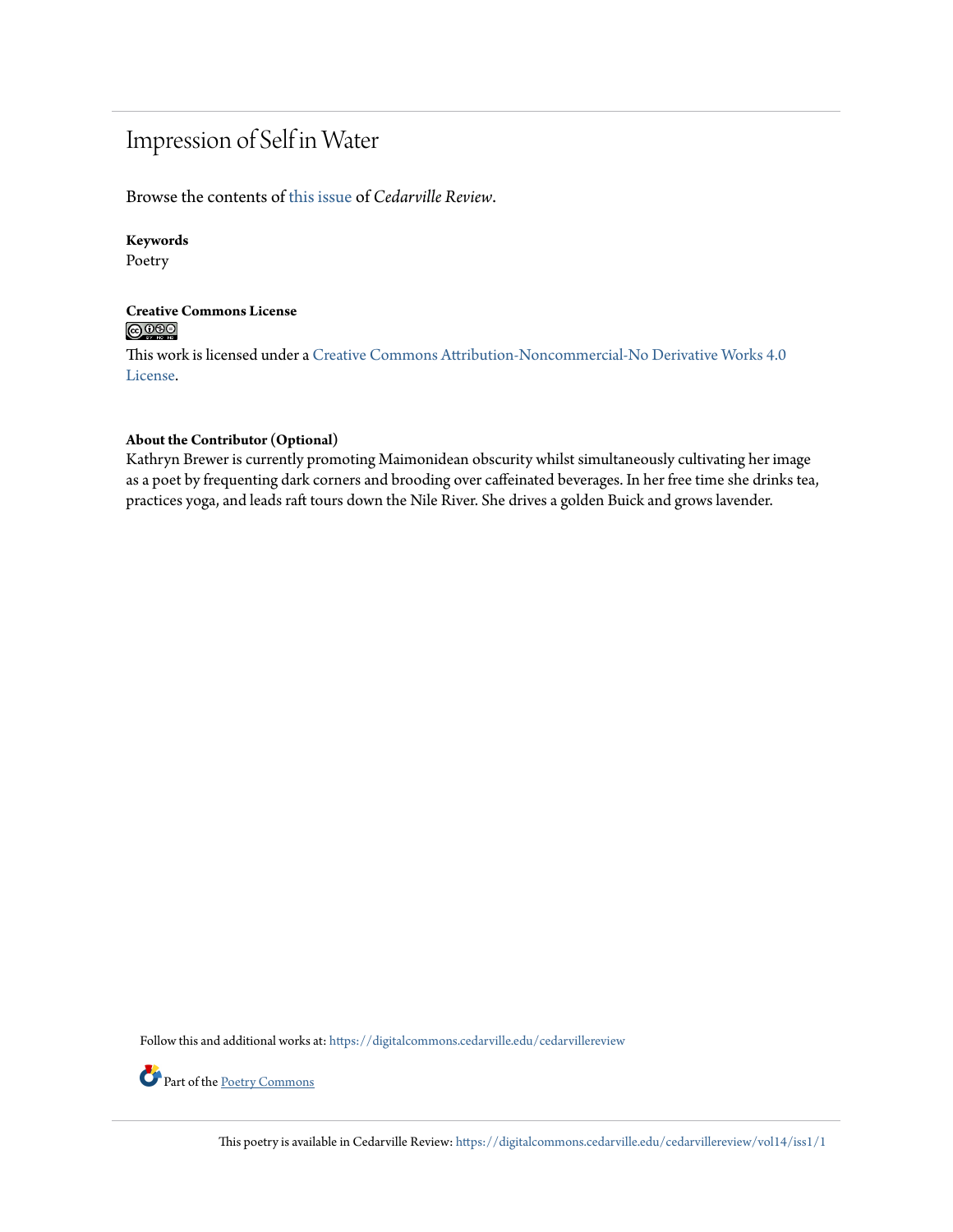# Impression of Self in Water

Browse the contents of this issue of *Cedarville Review*.

**Keywords**
Poetry

**Creative Commons License**

This work is licensed under a Creative Commons Attribution-Noncommercial-No Derivative Works 4.0 License.

**About the Contributor (Optional)**
Kathryn Brewer is currently promoting Maimonidean obscurity whilst simultaneously cultivating her image as a poet by frequenting dark corners and brooding over caffeinated beverages. In her free time she drinks tea, practices yoga, and leads raft tours down the Nile River. She drives a golden Buick and grows lavender.

Follow this and additional works at: https://digitalcommons.cedarville.edu/cedarvillereview

Part of the Poetry Commons

This poetry is available in Cedarville Review: https://digitalcommons.cedarville.edu/cedarvillereview/vol14/iss1/1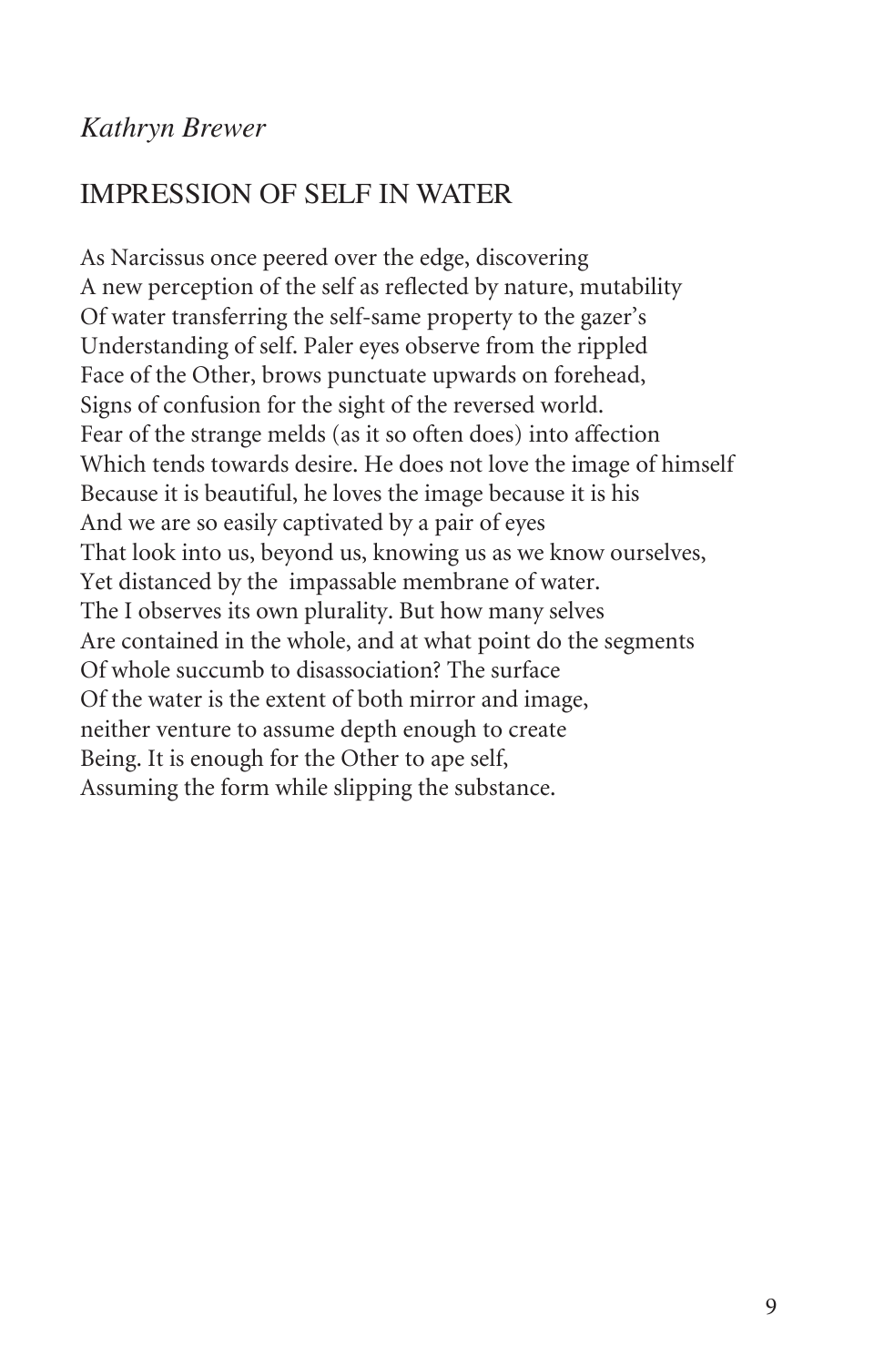*Kathryn Brewer*

## IMPRESSION OF SELF IN WATER

As Narcissus once peered over the edge, discovering  
A new perception of the self as reflected by nature, mutability  
Of water transferring the self-same property to the gazer's  
Understanding of self. Paler eyes observe from the rippled  
Face of the Other, brows punctuate upwards on forehead,  
Signs of confusion for the sight of the reversed world.  
Fear of the strange melds (as it so often does) into affection  
Which tends towards desire. He does not love the image of himself  
Because it is beautiful, he loves the image because it is his  
And we are so easily captivated by a pair of eyes  
That look into us, beyond us, knowing us as we know ourselves,  
Yet distanced by the  impassable membrane of water.  
The I observes its own plurality. But how many selves  
Are contained in the whole, and at what point do the segments  
Of whole succumb to disassociation? The surface  
Of the water is the extent of both mirror and image,  
neither venture to assume depth enough to create  
Being. It is enough for the Other to ape self,  
Assuming the form while slipping the substance.